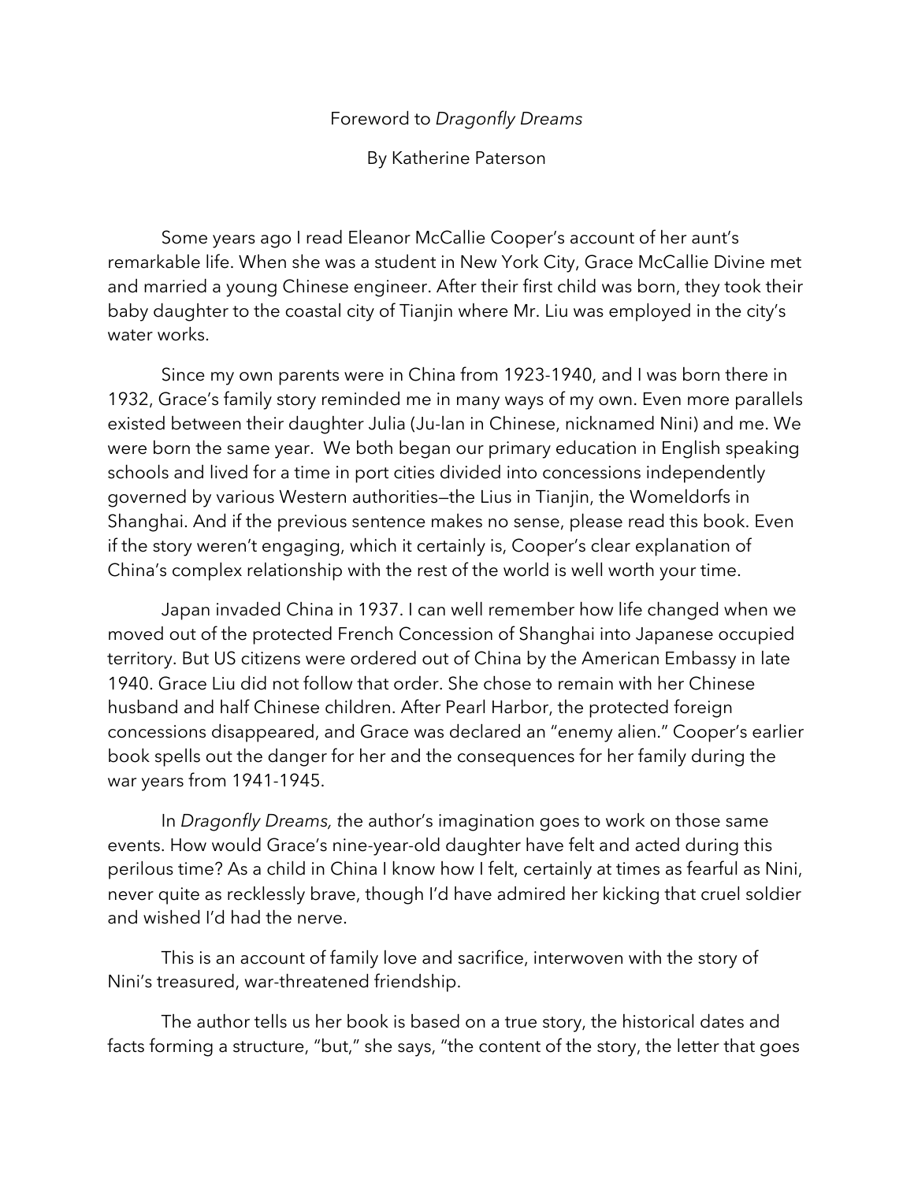Foreword to *Dragonfly Dreams*

By Katherine Paterson

Some years ago I read Eleanor McCallie Cooper's account of her aunt's remarkable life. When she was a student in New York City, Grace McCallie Divine met and married a young Chinese engineer. After their first child was born, they took their baby daughter to the coastal city of Tianjin where Mr. Liu was employed in the city's water works.

Since my own parents were in China from 1923-1940, and I was born there in 1932, Grace's family story reminded me in many ways of my own. Even more parallels existed between their daughter Julia (Ju-lan in Chinese, nicknamed Nini) and me. We were born the same year. We both began our primary education in English speaking schools and lived for a time in port cities divided into concessions independently governed by various Western authorities—the Lius in Tianjin, the Womeldorfs in Shanghai. And if the previous sentence makes no sense, please read this book. Even if the story weren't engaging, which it certainly is, Cooper's clear explanation of China's complex relationship with the rest of the world is well worth your time.

Japan invaded China in 1937. I can well remember how life changed when we moved out of the protected French Concession of Shanghai into Japanese occupied territory. But US citizens were ordered out of China by the American Embassy in late 1940. Grace Liu did not follow that order. She chose to remain with her Chinese husband and half Chinese children. After Pearl Harbor, the protected foreign concessions disappeared, and Grace was declared an "enemy alien." Cooper's earlier book spells out the danger for her and the consequences for her family during the war years from 1941-1945.

In *Dragonfly Dreams,* the author's imagination goes to work on those same events. How would Grace's nine-year-old daughter have felt and acted during this perilous time? As a child in China I know how I felt, certainly at times as fearful as Nini, never quite as recklessly brave, though I'd have admired her kicking that cruel soldier and wished I'd had the nerve.

This is an account of family love and sacrifice, interwoven with the story of Nini's treasured, war-threatened friendship.

The author tells us her book is based on a true story, the historical dates and facts forming a structure, "but," she says, "the content of the story, the letter that goes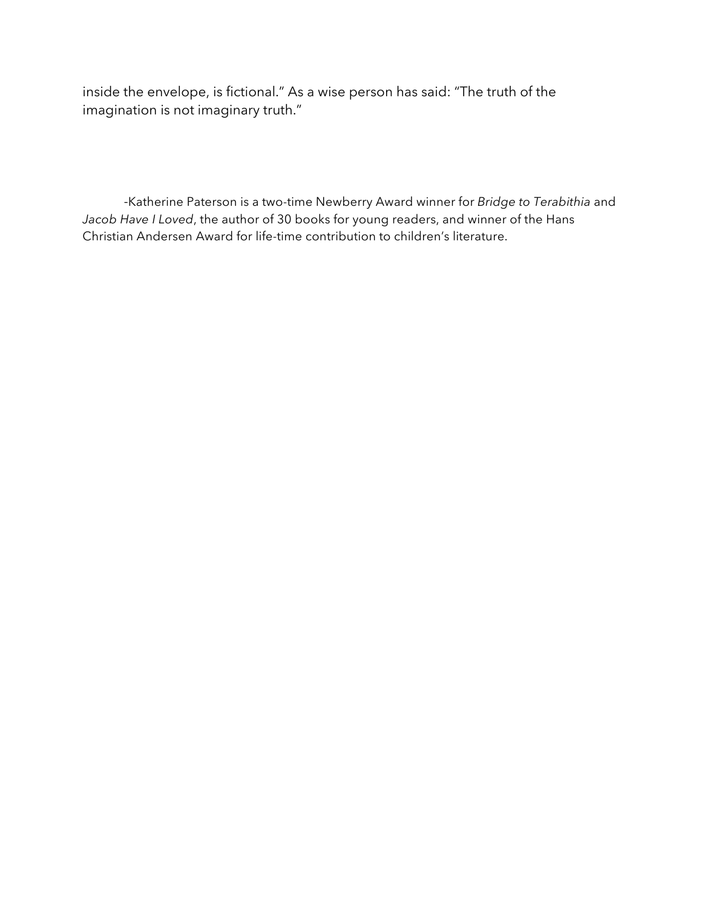inside the envelope, is fictional." As a wise person has said: "The truth of the imagination is not imaginary truth."

-Katherine Paterson is a two-time Newberry Award winner for *Bridge to Terabithia* and *Jacob Have I Loved*, the author of 30 books for young readers, and winner of the Hans Christian Andersen Award for life-time contribution to children's literature.